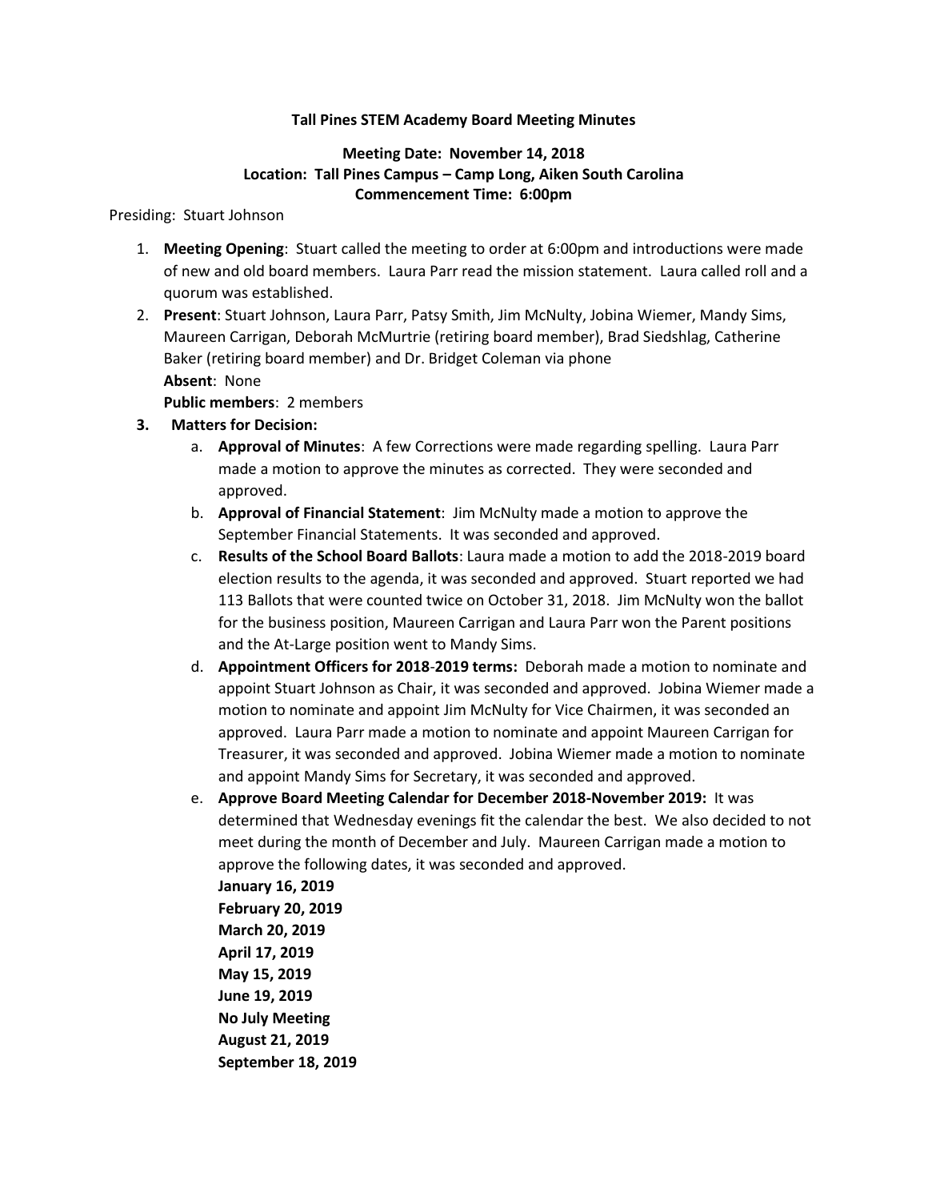**Tall Pines STEM Academy Board Meeting Minutes**

**Meeting Date: November 14, 2018**
**Location: Tall Pines Campus – Camp Long, Aiken South Carolina**
**Commencement Time: 6:00pm**

Presiding: Stuart Johnson

1. **Meeting Opening**: Stuart called the meeting to order at 6:00pm and introductions were made of new and old board members. Laura Parr read the mission statement. Laura called roll and a quorum was established.
2. **Present**: Stuart Johnson, Laura Parr, Patsy Smith, Jim McNulty, Jobina Wiemer, Mandy Sims, Maureen Carrigan, Deborah McMurtrie (retiring board member), Brad Siedshlag, Catherine Baker (retiring board member) and Dr. Bridget Coleman via phone
   **Absent**: None
   **Public members**: 2 members
3. **Matters for Decision:**
   a. **Approval of Minutes**: A few Corrections were made regarding spelling. Laura Parr made a motion to approve the minutes as corrected. They were seconded and approved.
   b. **Approval of Financial Statement**: Jim McNulty made a motion to approve the September Financial Statements. It was seconded and approved.
   c. **Results of the School Board Ballots**: Laura made a motion to add the 2018-2019 board election results to the agenda, it was seconded and approved. Stuart reported we had 113 Ballots that were counted twice on October 31, 2018. Jim McNulty won the ballot for the business position, Maureen Carrigan and Laura Parr won the Parent positions and the At-Large position went to Mandy Sims.
   d. **Appointment Officers for 2018-2019 terms:** Deborah made a motion to nominate and appoint Stuart Johnson as Chair, it was seconded and approved. Jobina Wiemer made a motion to nominate and appoint Jim McNulty for Vice Chairmen, it was seconded an approved. Laura Parr made a motion to nominate and appoint Maureen Carrigan for Treasurer, it was seconded and approved. Jobina Wiemer made a motion to nominate and appoint Mandy Sims for Secretary, it was seconded and approved.
   e. **Approve Board Meeting Calendar for December 2018-November 2019:** It was determined that Wednesday evenings fit the calendar the best. We also decided to not meet during the month of December and July. Maureen Carrigan made a motion to approve the following dates, it was seconded and approved.
      **January 16, 2019**
      **February 20, 2019**
      **March 20, 2019**
      **April 17, 2019**
      **May 15, 2019**
      **June 19, 2019**
      **No July Meeting**
      **August 21, 2019**
      **September 18, 2019**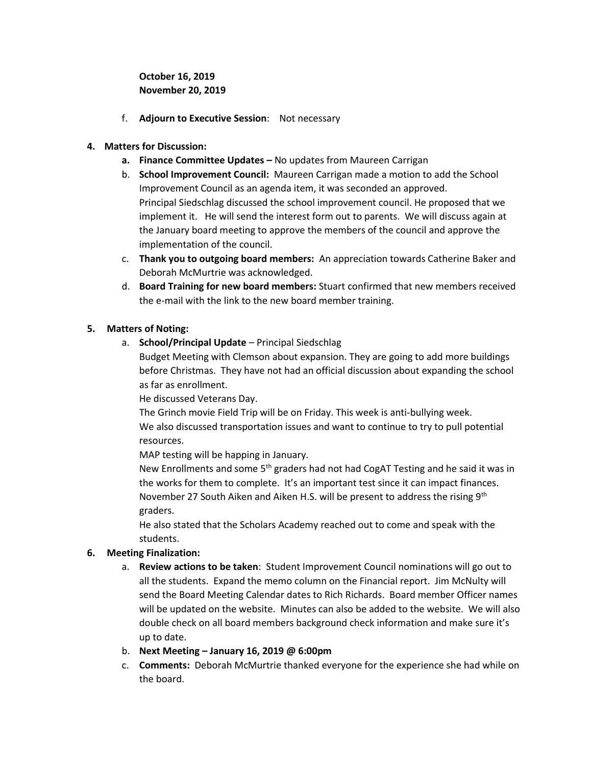**October 16, 2019**
**November 20, 2019**

f. **Adjourn to Executive Session**: Not necessary

**4. Matters for Discussion:**

a. **Finance Committee Updates –** No updates from Maureen Carrigan

b. **School Improvement Council:** Maureen Carrigan made a motion to add the School Improvement Council as an agenda item, it was seconded an approved. Principal Siedschlag discussed the school improvement council. He proposed that we implement it. He will send the interest form out to parents. We will discuss again at the January board meeting to approve the members of the council and approve the implementation of the council.

c. **Thank you to outgoing board members:** An appreciation towards Catherine Baker and Deborah McMurtrie was acknowledged.

d. **Board Training for new board members:** Stuart confirmed that new members received the e-mail with the link to the new board member training.

**5. Matters of Noting:**

a. **School/Principal Update** – Principal Siedschlag

Budget Meeting with Clemson about expansion. They are going to add more buildings before Christmas. They have not had an official discussion about expanding the school as far as enrollment.

He discussed Veterans Day.

The Grinch movie Field Trip will be on Friday. This week is anti-bullying week.

We also discussed transportation issues and want to continue to try to pull potential resources.

MAP testing will be happing in January.

New Enrollments and some 5th graders had not had CogAT Testing and he said it was in the works for them to complete. It's an important test since it can impact finances.

November 27 South Aiken and Aiken H.S. will be present to address the rising 9th graders.

He also stated that the Scholars Academy reached out to come and speak with the students.

**6. Meeting Finalization:**

a. **Review actions to be taken**: Student Improvement Council nominations will go out to all the students. Expand the memo column on the Financial report. Jim McNulty will send the Board Meeting Calendar dates to Rich Richards. Board member Officer names will be updated on the website. Minutes can also be added to the website. We will also double check on all board members background check information and make sure it's up to date.

b. **Next Meeting – January 16, 2019 @ 6:00pm**

c. **Comments:** Deborah McMurtrie thanked everyone for the experience she had while on the board.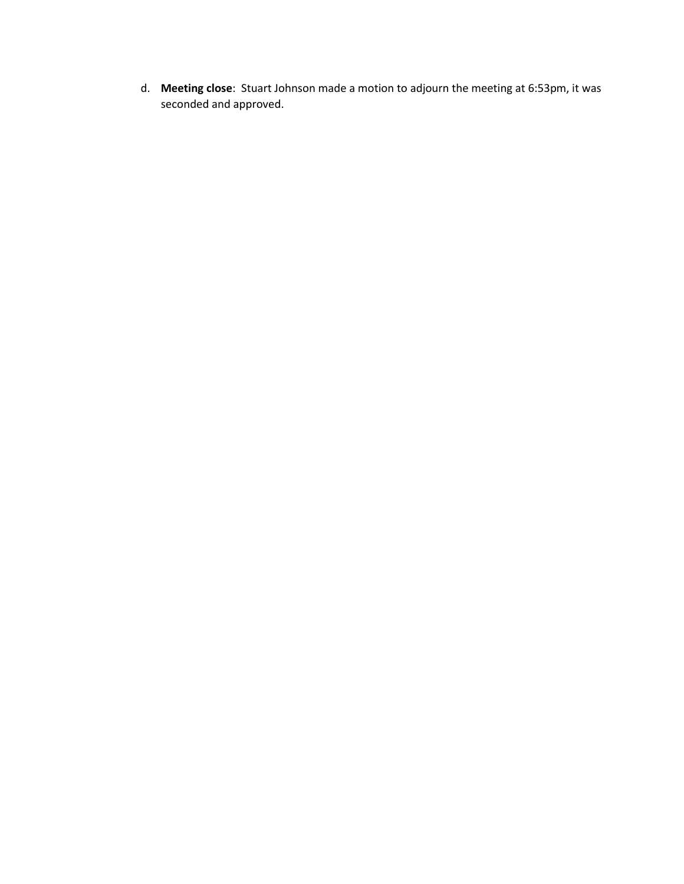d. **Meeting close**: Stuart Johnson made a motion to adjourn the meeting at 6:53pm, it was seconded and approved.